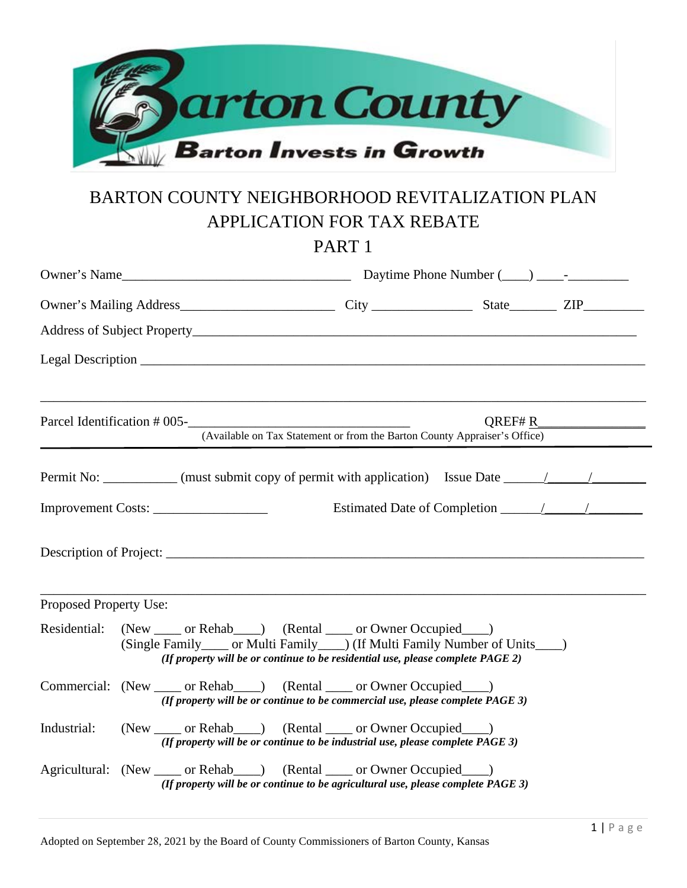Barton County

Barton Invests in Growth

# BARTON COUNTY NEIGHBORHOOD REVITALIZATION PLAN
# APPLICATION FOR TAX REBATE
# PART 1

Owner's Name__________________________________ Daytime Phone Number (____) ____-_________

Owner's Mailing Address______________________ City _______________ State_______ ZIP_________

Address of Subject Property_____________________________________________________________________

Legal Description ______________________________________________________________________________

_______________________________________________________________________________________________

Parcel Identification # 005-________________________________ QREF# R________________

(Available on Tax Statement or from the Barton County Appraiser's Office)

Permit No: ___________ (must submit copy of permit with application) Issue Date ______/______/________

Improvement Costs: _________________ Estimated Date of Completion ______/______/________

Description of Project: _________________________________________________________________________

_______________________________________________________________________________________________

Proposed Property Use:

Residential: (New ____ or Rehab____) (Rental ____ or Owner Occupied____)
(Single Family____ or Multi Family____) (If Multi Family Number of Units____)
***(If property will be or continue to be residential use, please complete PAGE 2)***

Commercial: (New ____ or Rehab____) (Rental ____ or Owner Occupied____)
***(If property will be or continue to be commercial use, please complete PAGE 3)***

Industrial: (New ____ or Rehab____) (Rental ____ or Owner Occupied____)
***(If property will be or continue to be industrial use, please complete PAGE 3)***

Agricultural: (New ____ or Rehab____) (Rental ____ or Owner Occupied____)
***(If property will be or continue to be agricultural use, please complete PAGE 3)***

Adopted on September 28, 2021 by the Board of County Commissioners of Barton County, Kansas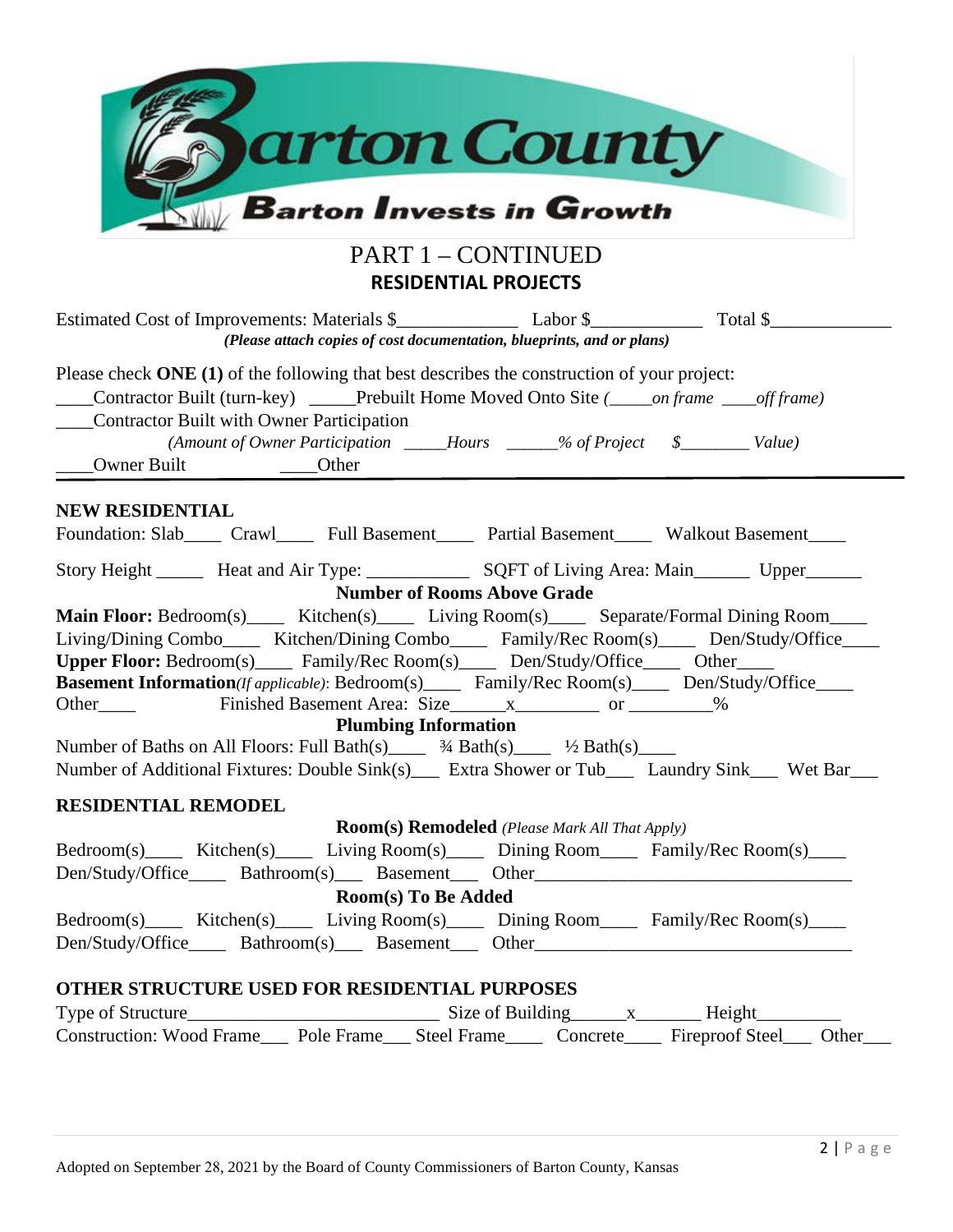Barton County

Barton Invests in Growth

# PART 1 – CONTINUED

## RESIDENTIAL PROJECTS

Estimated Cost of Improvements: Materials $_____________ Labor $____________ Total $_____________

***(Please attach copies of cost documentation, blueprints, and or plans)***

Please check **ONE (1)** of the following that best describes the construction of your project:

____Contractor Built (turn-key) _____Prebuilt Home Moved Onto Site *(_____on frame ____off frame)*

____Contractor Built with Owner Participation

*(Amount of Owner Participation _____Hours ______% of Project $________ Value)*

____Owner Built ____Other

---

**NEW RESIDENTIAL**

Foundation: Slab____ Crawl____ Full Basement____ Partial Basement____ Walkout Basement____

Story Height _____ Heat and Air Type: ___________ SQFT of Living Area: Main______ Upper______

**Number of Rooms Above Grade**

**Main Floor:** Bedroom(s)____ Kitchen(s)____ Living Room(s)____ Separate/Formal Dining Room____ Living/Dining Combo____ Kitchen/Dining Combo____ Family/Rec Room(s)____ Den/Study/Office____

**Upper Floor:** Bedroom(s)____ Family/Rec Room(s)____ Den/Study/Office____ Other____

**Basement Information***(If applicable)*: Bedroom(s)____ Family/Rec Room(s)____ Den/Study/Office____ Other____ Finished Basement Area: Size______x_________ or _________%

**Plumbing Information**

Number of Baths on All Floors: Full Bath(s)____ ¾ Bath(s)____ ½ Bath(s)____

Number of Additional Fixtures: Double Sink(s)___ Extra Shower or Tub___ Laundry Sink___ Wet Bar___

**RESIDENTIAL REMODEL**

**Room(s) Remodeled** *(Please Mark All That Apply)*

Bedroom(s)____ Kitchen(s)____ Living Room(s)____ Dining Room____ Family/Rec Room(s)____ Den/Study/Office____ Bathroom(s)___ Basement___ Other__________________________________

**Room(s) To Be Added**

Bedroom(s)____ Kitchen(s)____ Living Room(s)____ Dining Room____ Family/Rec Room(s)____ Den/Study/Office____ Bathroom(s)___ Basement___ Other__________________________________

**OTHER STRUCTURE USED FOR RESIDENTIAL PURPOSES**

Type of Structure___________________________ Size of Building______x_______ Height_________

Construction: Wood Frame___ Pole Frame___ Steel Frame____ Concrete____ Fireproof Steel___ Other___

Adopted on September 28, 2021 by the Board of County Commissioners of Barton County, Kansas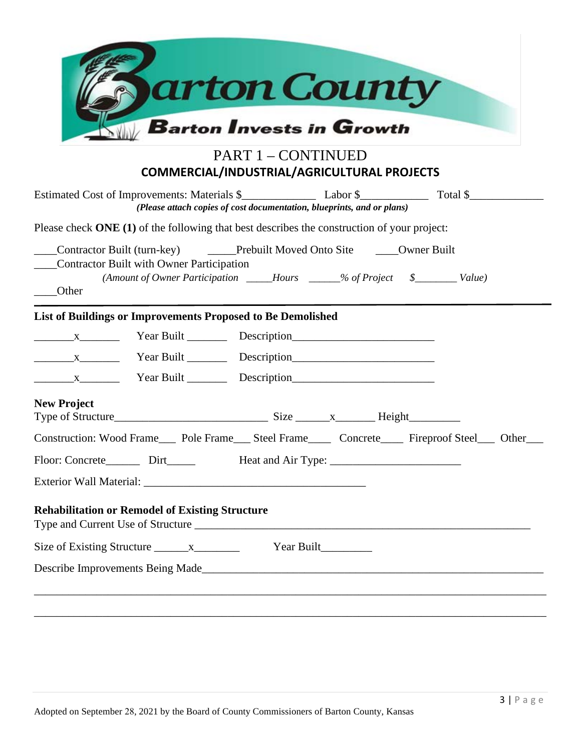# PART 1 – CONTINUED

## COMMERCIAL/INDUSTRIAL/AGRICULTURAL PROJECTS

Estimated Cost of Improvements: Materials $_____________ Labor $____________ Total $_____________

***(Please attach copies of cost documentation, blueprints, and or plans)***

Please check **ONE (1)** of the following that best describes the construction of your project:

____Contractor Built (turn-key) _____Prebuilt Moved Onto Site ____Owner Built

____Contractor Built with Owner Participation

*(Amount of Owner Participation _____Hours ______% of Project $________ Value)*

____Other

---

**List of Buildings or Improvements Proposed to Be Demolished**

_______x_______ Year Built _______ Description________________________

_______x_______ Year Built _______ Description________________________

_______x_______ Year Built _______ Description________________________

**New Project**

Type of Structure__________________________ Size ______x_______ Height_________

Construction: Wood Frame___ Pole Frame___ Steel Frame____ Concrete____ Fireproof Steel___ Other___

Floor: Concrete______ Dirt_____ Heat and Air Type: _______________________

Exterior Wall Material: ______________________________________

**Rehabilitation or Remodel of Existing Structure**

Type and Current Use of Structure ___________________________________________________________

Size of Existing Structure ______x________ Year Built_________

Describe Improvements Being Made____________________________________________________________

________________________________________________________________________________________

________________________________________________________________________________________

Adopted on September 28, 2021 by the Board of County Commissioners of Barton County, Kansas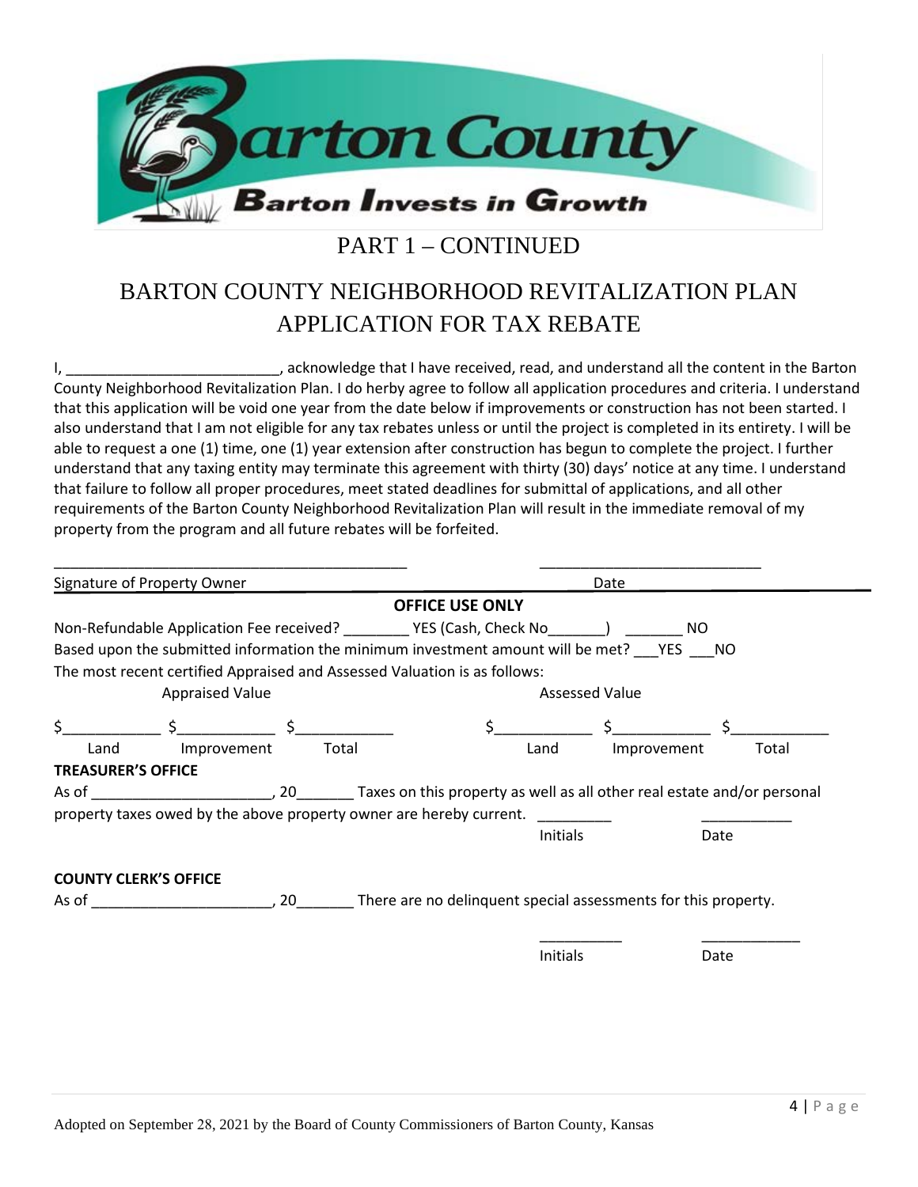Barton County
Barton Invests in Growth

# PART 1 – CONTINUED

# BARTON COUNTY NEIGHBORHOOD REVITALIZATION PLAN APPLICATION FOR TAX REBATE

I, __________________________, acknowledge that I have received, read, and understand all the content in the Barton County Neighborhood Revitalization Plan. I do herby agree to follow all application procedures and criteria. I understand that this application will be void one year from the date below if improvements or construction has not been started. I also understand that I am not eligible for any tax rebates unless or until the project is completed in its entirety. I will be able to request a one (1) time, one (1) year extension after construction has begun to complete the project. I further understand that any taxing entity may terminate this agreement with thirty (30) days' notice at any time. I understand that failure to follow all proper procedures, meet stated deadlines for submittal of applications, and all other requirements of the Barton County Neighborhood Revitalization Plan will result in the immediate removal of my property from the program and all future rebates will be forfeited.

_____________________________________________ ___________________________

Signature of Property Owner Date

**OFFICE USE ONLY**

Non-Refundable Application Fee received? ________ YES (Cash, Check No_______) _______ NO

Based upon the submitted information the minimum investment amount will be met? ___YES ___NO

The most recent certified Appraised and Assessed Valuation is as follows:

| Appraised Value | | | Assessed Value | | |
|---|---|---|---|---|---|
| $___________ | $___________ | $___________ | $___________ | $___________ | $___________ |
| Land | Improvement | Total | Land | Improvement | Total |

**TREASURER'S OFFICE**

As of ______________________, 20_______ Taxes on this property as well as all other real estate and/or personal property taxes owed by the above property owner are hereby current. _________ ___________

Initials Date

**COUNTY CLERK'S OFFICE**

As of ______________________, 20_______ There are no delinquent special assessments for this property.

__________ ____________

Initials Date

Adopted on September 28, 2021 by the Board of County Commissioners of Barton County, Kansas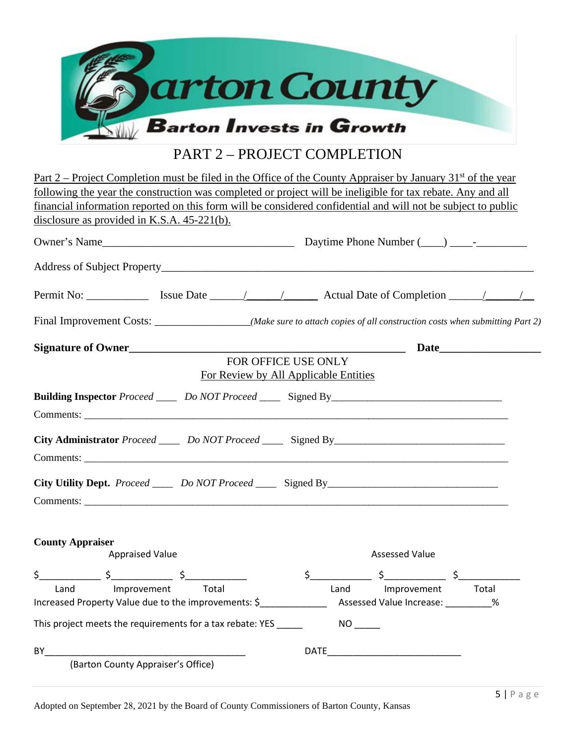Barton County

Barton Invests in Growth

# PART 2 – PROJECT COMPLETION

Part 2 – Project Completion must be filed in the Office of the County Appraiser by January 31st of the year following the year the construction was completed or project will be ineligible for tax rebate. Any and all financial information reported on this form will be considered confidential and will not be subject to public disclosure as provided in K.S.A. 45-221(b).

Owner's Name___________________________________ Daytime Phone Number (____) ____-_________

Address of Subject Property_____________________________________________________________________

Permit No: ___________ Issue Date ______/______/______ Actual Date of Completion ______/______/__

Final Improvement Costs: _________________*(Make sure to attach copies of all construction costs when submitting Part 2)*

**Signature of Owner**_____________________________________________________ **Date**__________________

FOR OFFICE USE ONLY

For Review by All Applicable Entities

**Building Inspector** *Proceed* ____ *Do NOT Proceed* ____ Signed By________________________________

Comments: _____________________________________________________________________________________

**City Administrator** *Proceed* ____ *Do NOT Proceed* ____ Signed By________________________________

Comments: _____________________________________________________________________________________

**City Utility Dept.** *Proceed* ____ *Do NOT Proceed* ____ Signed By________________________________

Comments: _____________________________________________________________________________________

**County Appraiser**

| Appraised Value | | | Assessed Value | | |
|---|---|---|---|---|---|
| $___________ | $___________ | $___________ | $___________ | $___________ | $___________ |
| Land | Improvement | Total | Land | Improvement | Total |

Increased Property Value due to the improvements: $_____________ Assessed Value Increase: _________%

This project meets the requirements for a tax rebate: YES _____ NO _____

BY_______________________________________ DATE__________________________

(Barton County Appraiser's Office)

Adopted on September 28, 2021 by the Board of County Commissioners of Barton County, Kansas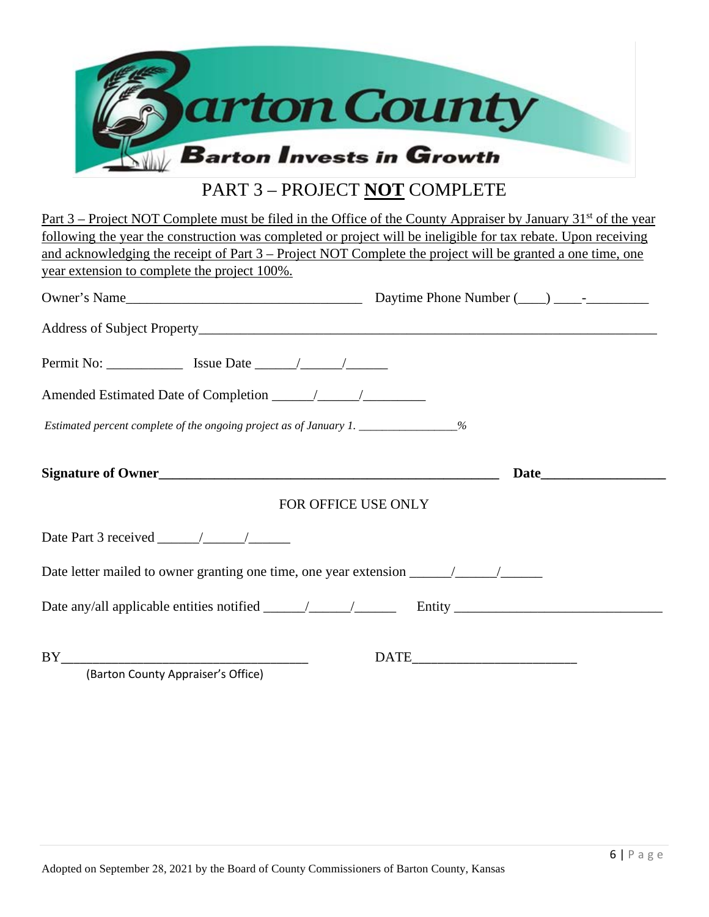Barton County

Barton Invests in Growth

# PART 3 – PROJECT **NOT** COMPLETE

Part 3 – Project NOT Complete must be filed in the Office of the County Appraiser by January 31st of the year following the year the construction was completed or project will be ineligible for tax rebate. Upon receiving and acknowledging the receipt of Part 3 – Project NOT Complete the project will be granted a one time, one year extension to complete the project 100%.

Owner's Name__________________________________ Daytime Phone Number (____) ____-_________

Address of Subject Property____________________________________________________________________

Permit No: ___________ Issue Date ______/______/______

Amended Estimated Date of Completion ______/______/_________

*Estimated percent complete of the ongoing project as of January 1. ________________%*

**Signature of Owner**__________________________________________________ **Date**__________________

FOR OFFICE USE ONLY

Date Part 3 received ______/______/______

Date letter mailed to owner granting one time, one year extension ______/______/______

Date any/all applicable entities notified ______/______/______ Entity _____________________________

BY___________________________________ DATE_______________________

(Barton County Appraiser's Office)

Adopted on September 28, 2021 by the Board of County Commissioners of Barton County, Kansas